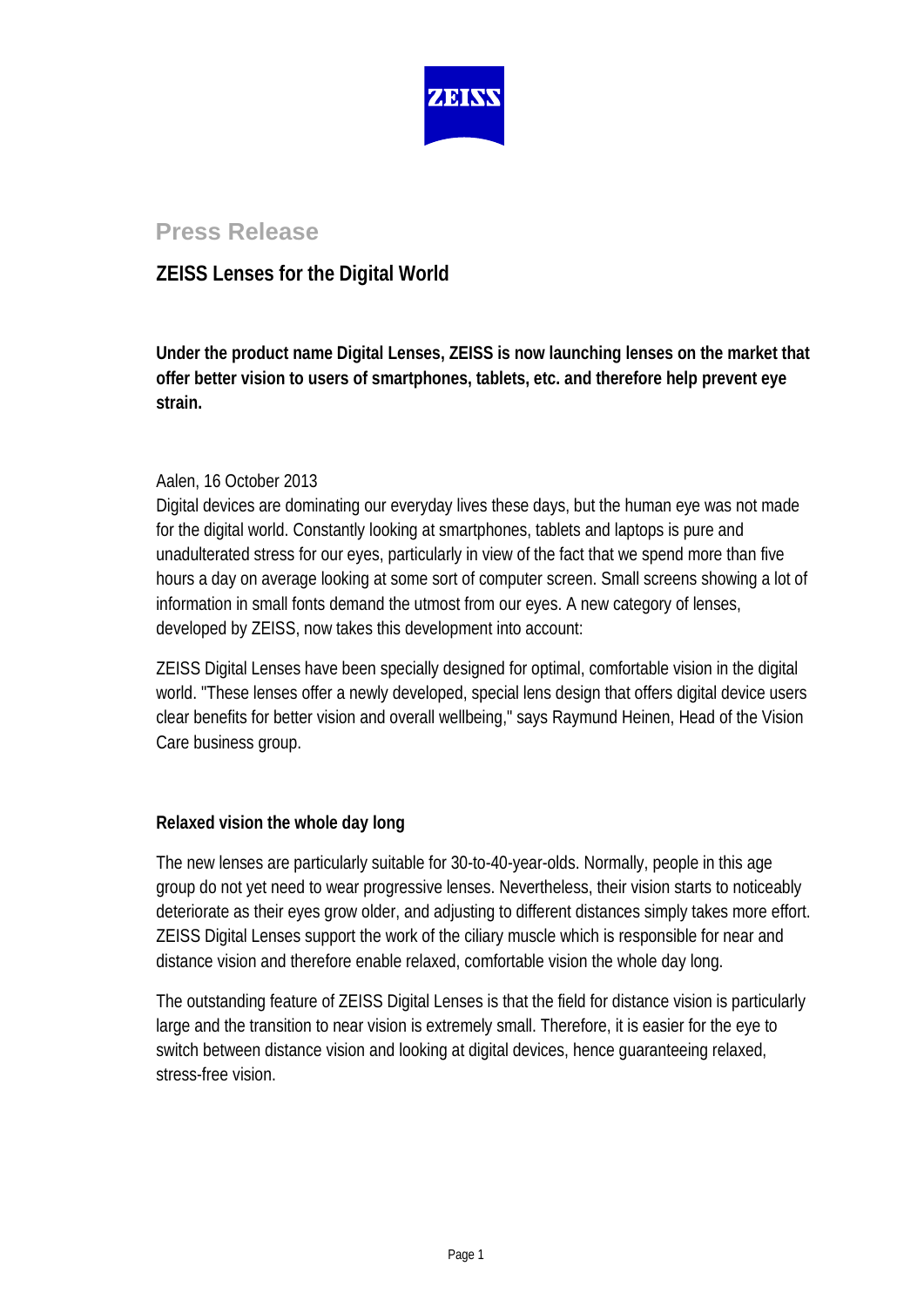ZEISS

# Press Release

## ZEISS Lenses for the Digital World

**Under the product name Digital Lenses, ZEISS is now launching lenses on the market that offer better vision to users of smartphones, tablets, etc. and therefore help prevent eye strain.**

Aalen, 16 October 2013

Digital devices are dominating our everyday lives these days, but the human eye was not made for the digital world. Constantly looking at smartphones, tablets and laptops is pure and unadulterated stress for our eyes, particularly in view of the fact that we spend more than five hours a day on average looking at some sort of computer screen. Small screens showing a lot of information in small fonts demand the utmost from our eyes. A new category of lenses, developed by ZEISS, now takes this development into account:

ZEISS Digital Lenses have been specially designed for optimal, comfortable vision in the digital world. "These lenses offer a newly developed, special lens design that offers digital device users clear benefits for better vision and overall wellbeing," says Raymund Heinen, Head of the Vision Care business group.

### Relaxed vision the whole day long

The new lenses are particularly suitable for 30-to-40-year-olds. Normally, people in this age group do not yet need to wear progressive lenses. Nevertheless, their vision starts to noticeably deteriorate as their eyes grow older, and adjusting to different distances simply takes more effort. ZEISS Digital Lenses support the work of the ciliary muscle which is responsible for near and distance vision and therefore enable relaxed, comfortable vision the whole day long.

The outstanding feature of ZEISS Digital Lenses is that the field for distance vision is particularly large and the transition to near vision is extremely small. Therefore, it is easier for the eye to switch between distance vision and looking at digital devices, hence guaranteeing relaxed, stress-free vision.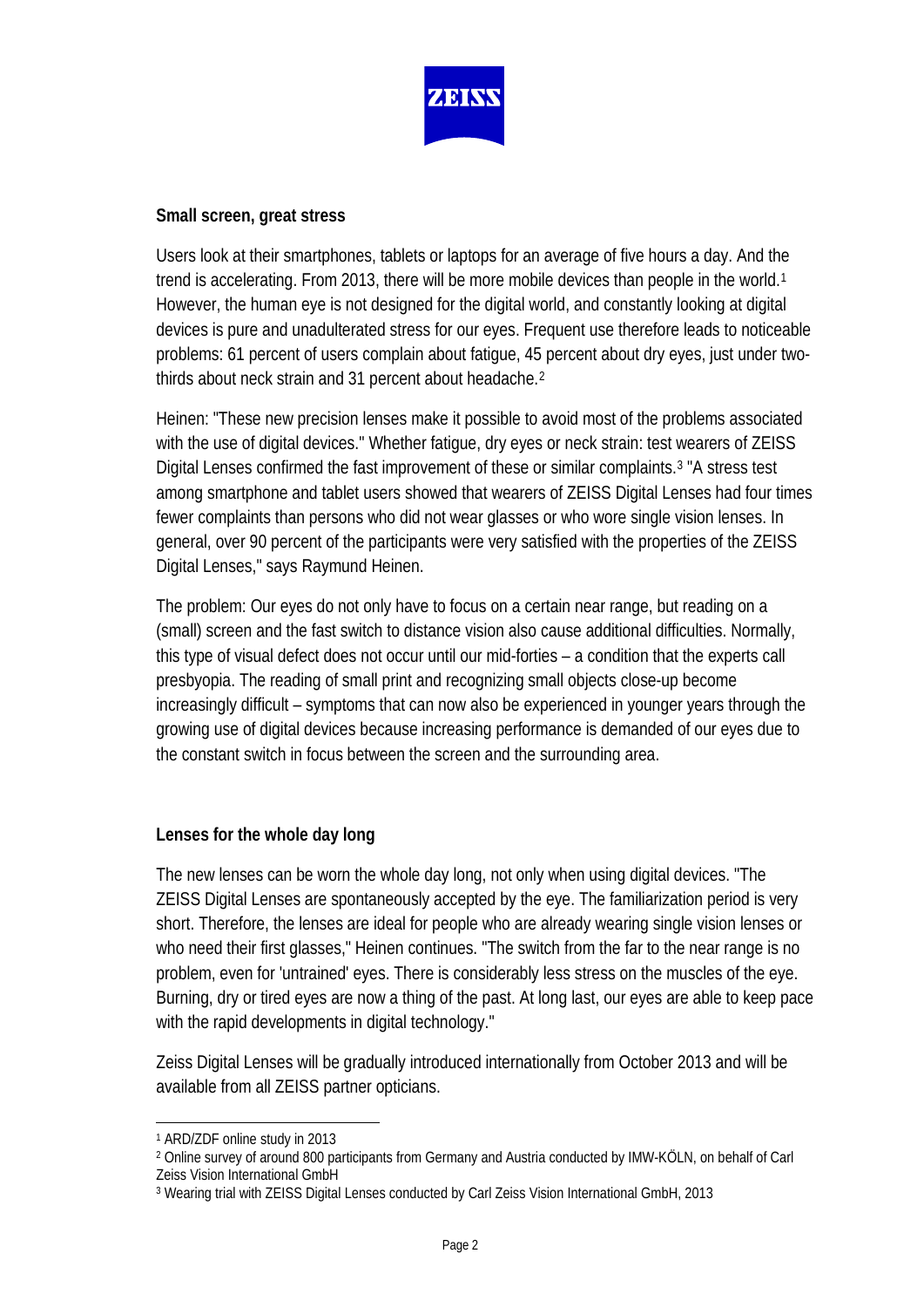**Small screen, great stress**

Users look at their smartphones, tablets or laptops for an average of five hours a day. And the trend is accelerating. From 2013, there will be more mobile devices than people in the world.[1] However, the human eye is not designed for the digital world, and constantly looking at digital devices is pure and unadulterated stress for our eyes. Frequent use therefore leads to noticeable problems: 61 percent of users complain about fatigue, 45 percent about dry eyes, just under two-thirds about neck strain and 31 percent about headache.[2]

Heinen: "These new precision lenses make it possible to avoid most of the problems associated with the use of digital devices." Whether fatigue, dry eyes or neck strain: test wearers of ZEISS Digital Lenses confirmed the fast improvement of these or similar complaints.[3] "A stress test among smartphone and tablet users showed that wearers of ZEISS Digital Lenses had four times fewer complaints than persons who did not wear glasses or who wore single vision lenses. In general, over 90 percent of the participants were very satisfied with the properties of the ZEISS Digital Lenses," says Raymund Heinen.

The problem: Our eyes do not only have to focus on a certain near range, but reading on a (small) screen and the fast switch to distance vision also cause additional difficulties. Normally, this type of visual defect does not occur until our mid-forties – a condition that the experts call presbyopia. The reading of small print and recognizing small objects close-up become increasingly difficult – symptoms that can now also be experienced in younger years through the growing use of digital devices because increasing performance is demanded of our eyes due to the constant switch in focus between the screen and the surrounding area.

**Lenses for the whole day long**

The new lenses can be worn the whole day long, not only when using digital devices. "The ZEISS Digital Lenses are spontaneously accepted by the eye. The familiarization period is very short. Therefore, the lenses are ideal for people who are already wearing single vision lenses or who need their first glasses," Heinen continues. "The switch from the far to the near range is no problem, even for 'untrained' eyes. There is considerably less stress on the muscles of the eye. Burning, dry or tired eyes are now a thing of the past. At long last, our eyes are able to keep pace with the rapid developments in digital technology."

Zeiss Digital Lenses will be gradually introduced internationally from October 2013 and will be available from all ZEISS partner opticians.

---

[1] ARD/ZDF online study in 2013

[2] Online survey of around 800 participants from Germany and Austria conducted by IMW-KÖLN, on behalf of Carl Zeiss Vision International GmbH

[3] Wearing trial with ZEISS Digital Lenses conducted by Carl Zeiss Vision International GmbH, 2013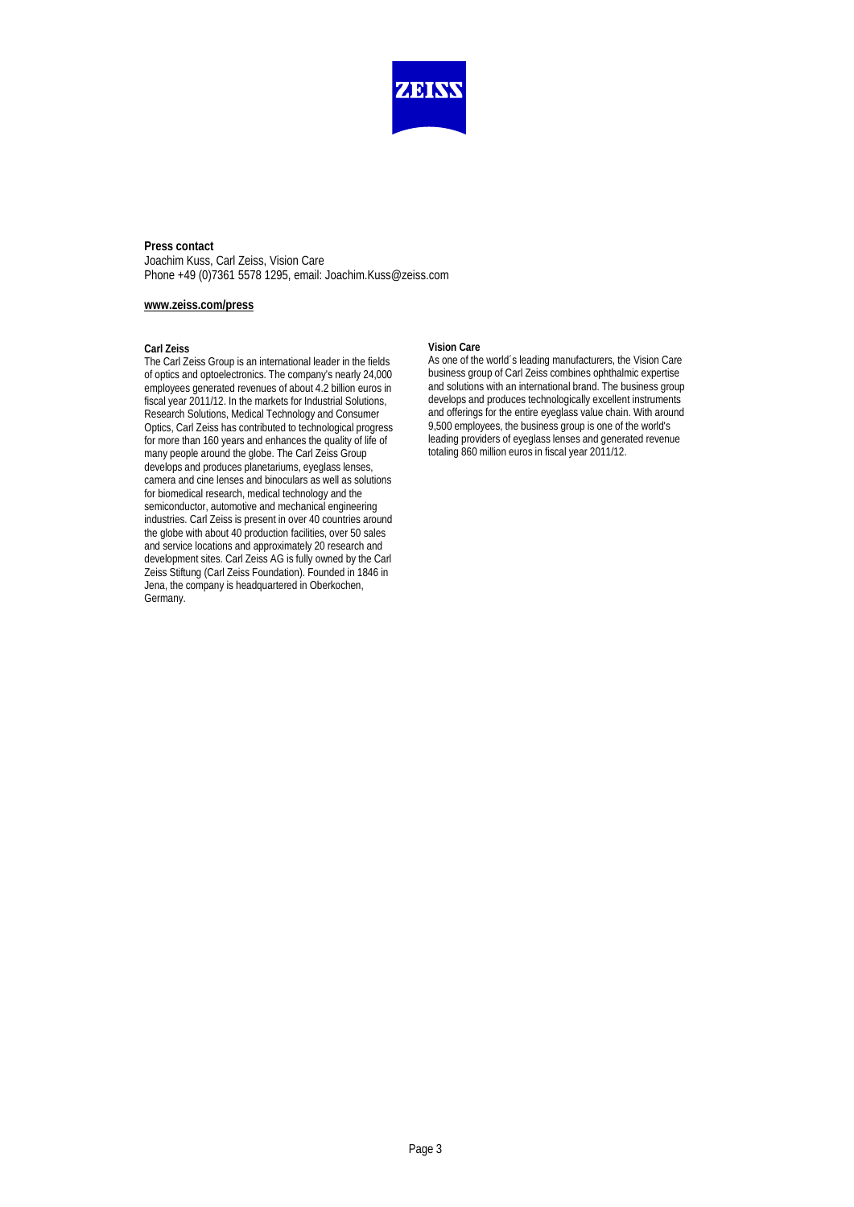**Press contact**
Joachim Kuss, Carl Zeiss, Vision Care
Phone +49 (0)7361 5578 1295, email: Joachim.Kuss@zeiss.com

**www.zeiss.com/press**

**Carl Zeiss**
The Carl Zeiss Group is an international leader in the fields of optics and optoelectronics. The company's nearly 24,000 employees generated revenues of about 4.2 billion euros in fiscal year 2011/12. In the markets for Industrial Solutions, Research Solutions, Medical Technology and Consumer Optics, Carl Zeiss has contributed to technological progress for more than 160 years and enhances the quality of life of many people around the globe. The Carl Zeiss Group develops and produces planetariums, eyeglass lenses, camera and cine lenses and binoculars as well as solutions for biomedical research, medical technology and the semiconductor, automotive and mechanical engineering industries. Carl Zeiss is present in over 40 countries around the globe with about 40 production facilities, over 50 sales and service locations and approximately 20 research and development sites. Carl Zeiss AG is fully owned by the Carl Zeiss Stiftung (Carl Zeiss Foundation). Founded in 1846 in Jena, the company is headquartered in Oberkochen, Germany.

**Vision Care**
As one of the world´s leading manufacturers, the Vision Care business group of Carl Zeiss combines ophthalmic expertise and solutions with an international brand. The business group develops and produces technologically excellent instruments and offerings for the entire eyeglass value chain. With around 9,500 employees, the business group is one of the world's leading providers of eyeglass lenses and generated revenue totaling 860 million euros in fiscal year 2011/12.